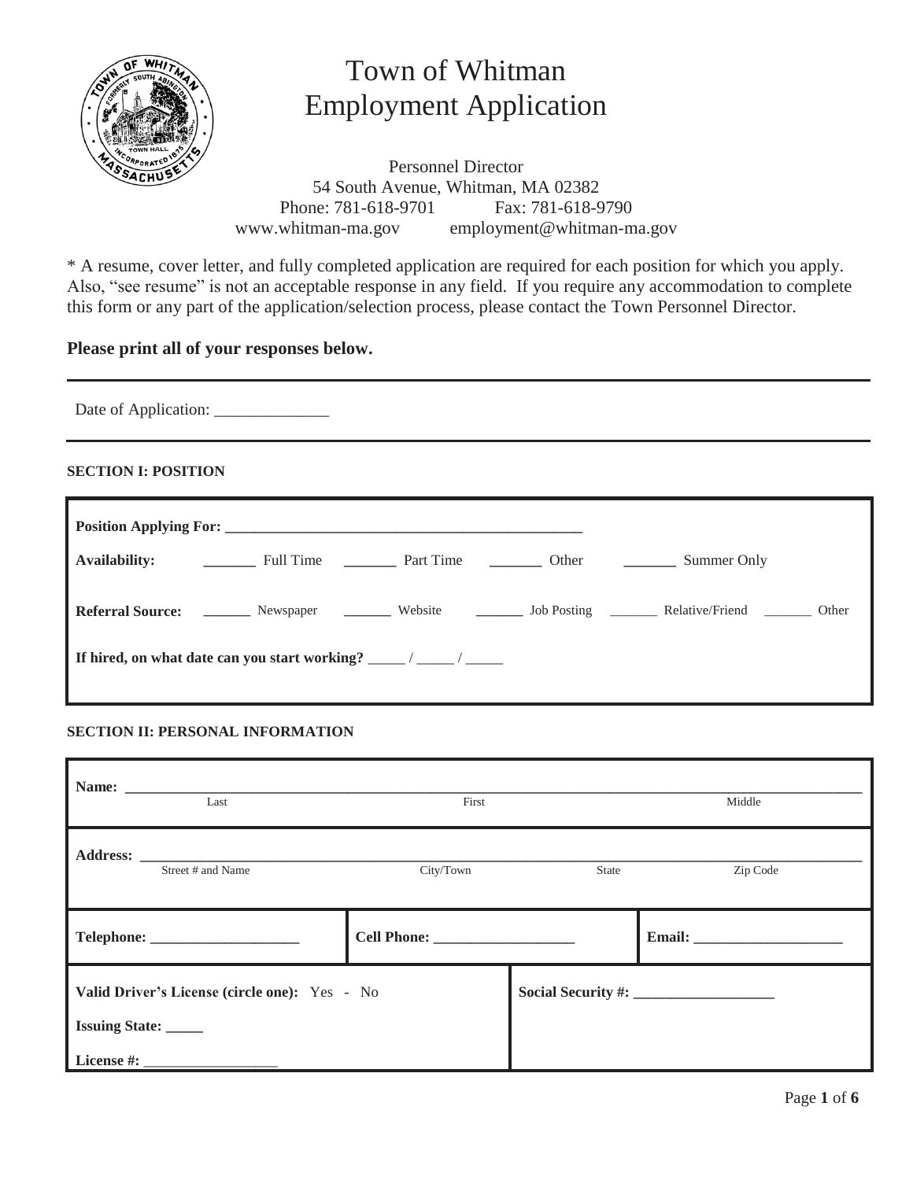# Town of Whitman
# Employment Application

Personnel Director
54 South Avenue, Whitman, MA 02382
Phone: 781-618-9701 Fax: 781-618-9790
www.whitman-ma.gov employment@whitman-ma.gov

* A resume, cover letter, and fully completed application are required for each position for which you apply. Also, "see resume" is not an acceptable response in any field. If you require any accommodation to complete this form or any part of the application/selection process, please contact the Town Personnel Director.

**Please print all of your responses below.**

---

Date of Application: ______________

---

### SECTION I: POSITION

**Position Applying For:** ________________________________________________

**Availability:** _______ Full Time _______ Part Time _______ Other _______ Summer Only

**Referral Source:** _______ Newspaper _______ Website _______ Job Posting _______ Relative/Friend _______ Other

**If hired, on what date can you start working?** _____ / _____ / _____

### SECTION II: PERSONAL INFORMATION

**Name:** ______________________________________________________________
Last First Middle

**Address:** ____________________________________________________________
Street # and Name City/Town State Zip Code

| **Telephone:** ____________________ | **Cell Phone:** ___________________ | **Email:** ____________________ |
|---|---|---|

| | |
|---|---|
| **Valid Driver's License (circle one):** Yes - No<br>**Issuing State:** _____<br>**License #:** _________________ | **Social Security #:** ___________________ |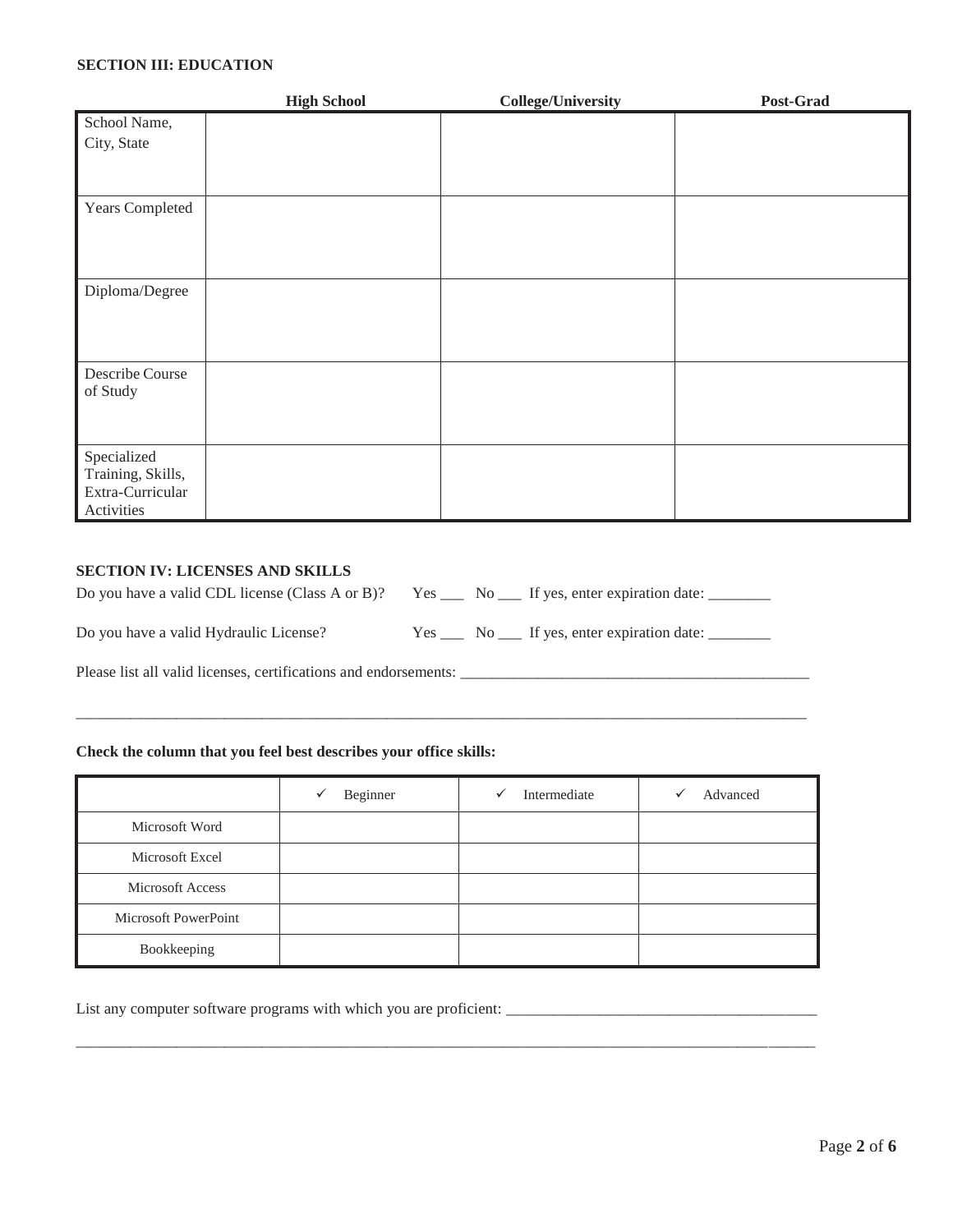### SECTION III: EDUCATION

| | High School | College/University | Post-Grad |
|---|---|---|---|
| School Name, City, State | | | |
| Years Completed | | | |
| Diploma/Degree | | | |
| Describe Course of Study | | | |
| Specialized Training, Skills, Extra-Curricular Activities | | | |

### SECTION IV: LICENSES AND SKILLS

Do you have a valid CDL license (Class A or B)? Yes ___ No ___ If yes, enter expiration date: ________

Do you have a valid Hydraulic License? Yes ___ No ___ If yes, enter expiration date: ________

Please list all valid licenses, certifications and endorsements: _____________________________________________

_______________________________________________________________________________________________

**Check the column that you feel best describes your office skills:**

| | ✓ Beginner | ✓ Intermediate | ✓ Advanced |
|---|---|---|---|
| Microsoft Word | | | |
| Microsoft Excel | | | |
| Microsoft Access | | | |
| Microsoft PowerPoint | | | |
| Bookkeeping | | | |

List any computer software programs with which you are proficient: _______________________________________

_______________________________________________________________________________________________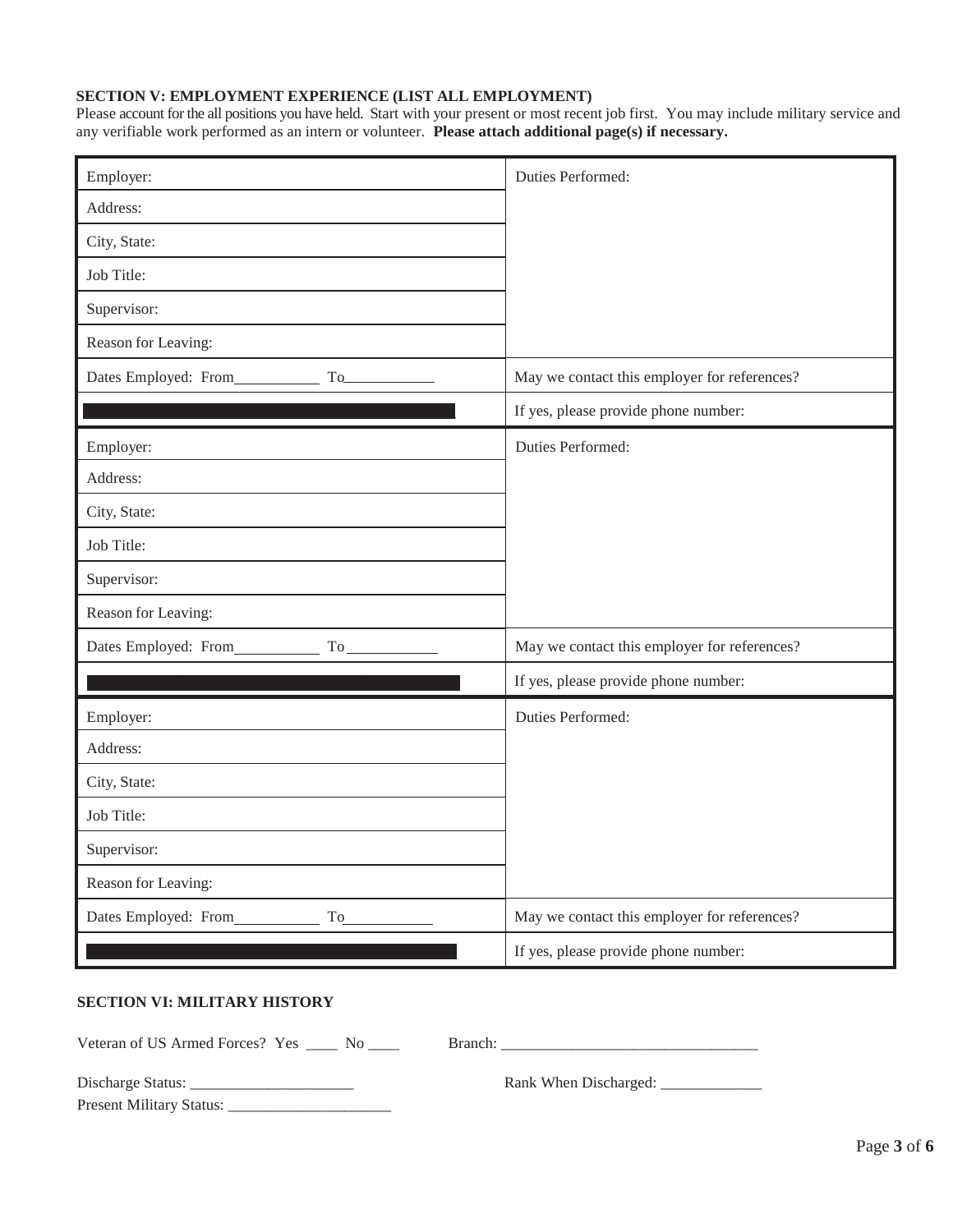### SECTION V: EMPLOYMENT EXPERIENCE (LIST ALL EMPLOYMENT)

Please account for the all positions you have held. Start with your present or most recent job first. You may include military service and any verifiable work performed as an intern or volunteer. **Please attach additional page(s) if necessary.**

| | |
|---|---|
| Employer: | Duties Performed: |
| Address: | |
| City, State: | |
| Job Title: | |
| Supervisor: | |
| Reason for Leaving: | |
| Dates Employed: From__________ To__________ | May we contact this employer for references? |
| | If yes, please provide phone number: |

| | |
|---|---|
| Employer: | Duties Performed: |
| Address: | |
| City, State: | |
| Job Title: | |
| Supervisor: | |
| Reason for Leaving: | |
| Dates Employed: From__________ To__________ | May we contact this employer for references? |
| | If yes, please provide phone number: |

| | |
|---|---|
| Employer: | Duties Performed: |
| Address: | |
| City, State: | |
| Job Title: | |
| Supervisor: | |
| Reason for Leaving: | |
| Dates Employed: From__________ To__________ | May we contact this employer for references? |
| | If yes, please provide phone number: |

### SECTION VI: MILITARY HISTORY

Veteran of US Armed Forces? Yes ____ No ____ Branch: ________________________________

Discharge Status: ____________________ Rank When Discharged: ____________

Present Military Status: ____________________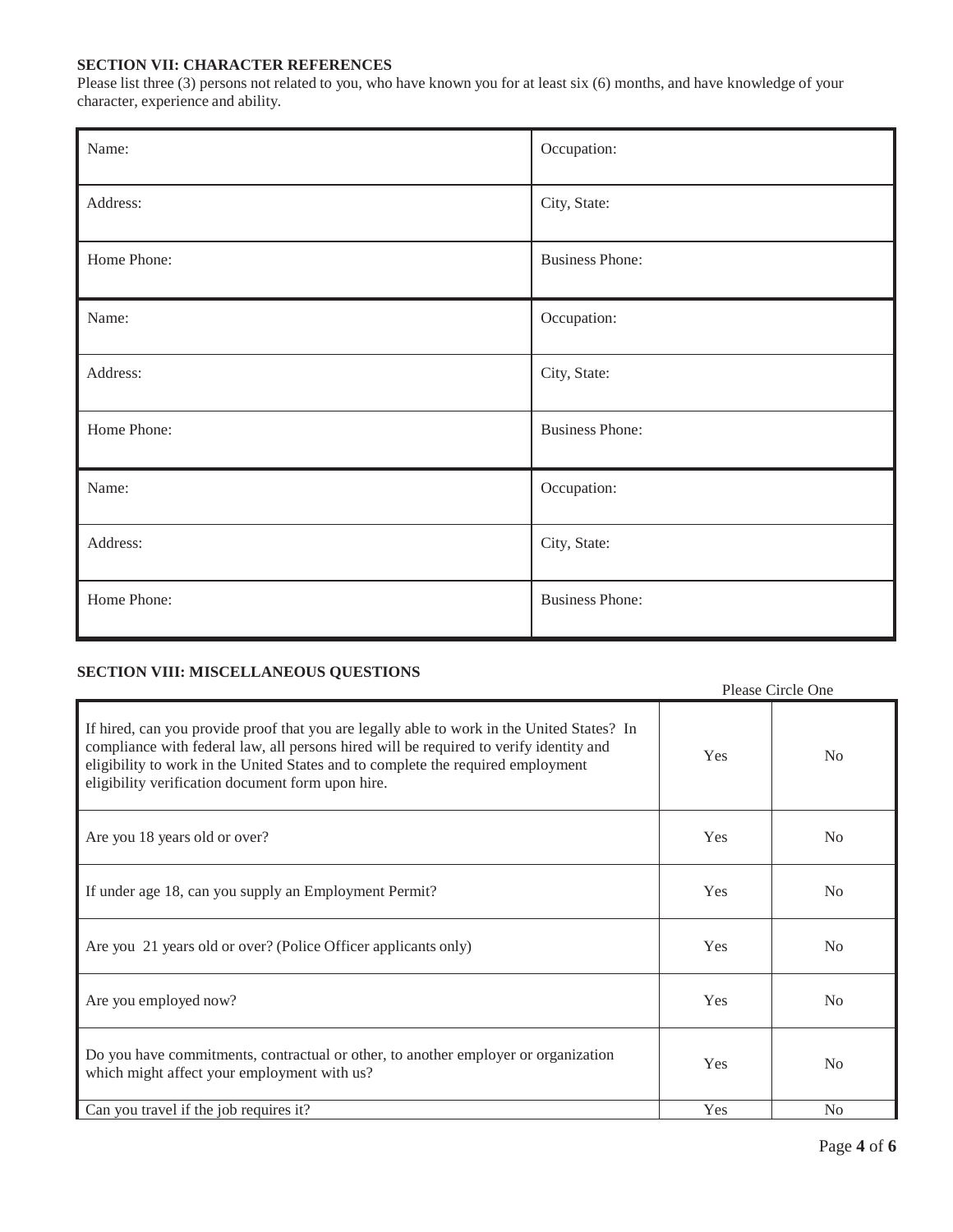**SECTION VII: CHARACTER REFERENCES**

Please list three (3) persons not related to you, who have known you for at least six (6) months, and have knowledge of your character, experience and ability.

| | |
|---|---|
| Name: | Occupation: |
| Address: | City, State: |
| Home Phone: | Business Phone: |
| Name: | Occupation: |
| Address: | City, State: |
| Home Phone: | Business Phone: |
| Name: | Occupation: |
| Address: | City, State: |
| Home Phone: | Business Phone: |

**SECTION VIII: MISCELLANEOUS QUESTIONS**

| | Please Circle One | |
|---|---|---|
| If hired, can you provide proof that you are legally able to work in the United States? In compliance with federal law, all persons hired will be required to verify identity and eligibility to work in the United States and to complete the required employment eligibility verification document form upon hire. | Yes | No |
| Are you 18 years old or over? | Yes | No |
| If under age 18, can you supply an Employment Permit? | Yes | No |
| Are you 21 years old or over? (Police Officer applicants only) | Yes | No |
| Are you employed now? | Yes | No |
| Do you have commitments, contractual or other, to another employer or organization which might affect your employment with us? | Yes | No |
| Can you travel if the job requires it? | Yes | No |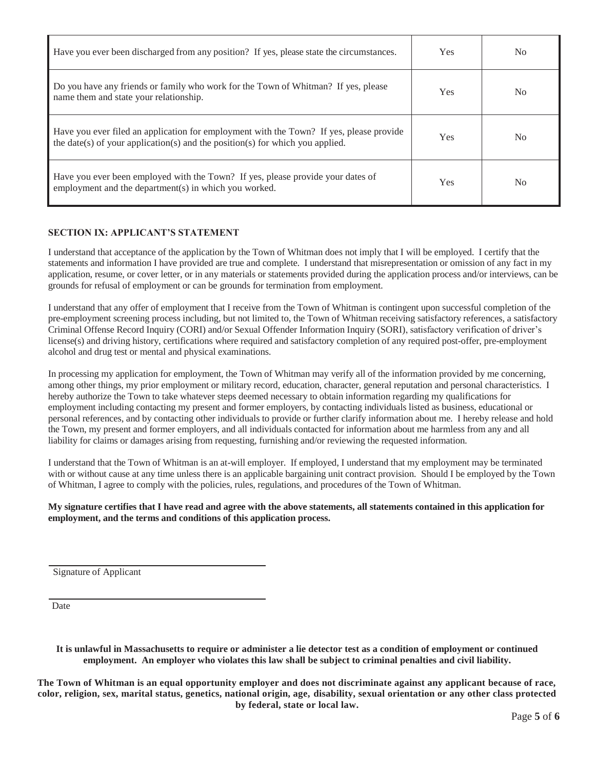| | | |
|---|---|---|
| Have you ever been discharged from any position? If yes, please state the circumstances. | Yes | No |
| Do you have any friends or family who work for the Town of Whitman? If yes, please name them and state your relationship. | Yes | No |
| Have you ever filed an application for employment with the Town? If yes, please provide the date(s) of your application(s) and the position(s) for which you applied. | Yes | No |
| Have you ever been employed with the Town? If yes, please provide your dates of employment and the department(s) in which you worked. | Yes | No |

### SECTION IX: APPLICANT'S STATEMENT

I understand that acceptance of the application by the Town of Whitman does not imply that I will be employed. I certify that the statements and information I have provided are true and complete. I understand that misrepresentation or omission of any fact in my application, resume, or cover letter, or in any materials or statements provided during the application process and/or interviews, can be grounds for refusal of employment or can be grounds for termination from employment.

I understand that any offer of employment that I receive from the Town of Whitman is contingent upon successful completion of the pre-employment screening process including, but not limited to, the Town of Whitman receiving satisfactory references, a satisfactory Criminal Offense Record Inquiry (CORI) and/or Sexual Offender Information Inquiry (SORI), satisfactory verification of driver's license(s) and driving history, certifications where required and satisfactory completion of any required post-offer, pre-employment alcohol and drug test or mental and physical examinations.

In processing my application for employment, the Town of Whitman may verify all of the information provided by me concerning, among other things, my prior employment or military record, education, character, general reputation and personal characteristics. I hereby authorize the Town to take whatever steps deemed necessary to obtain information regarding my qualifications for employment including contacting my present and former employers, by contacting individuals listed as business, educational or personal references, and by contacting other individuals to provide or further clarify information about me. I hereby release and hold the Town, my present and former employers, and all individuals contacted for information about me harmless from any and all liability for claims or damages arising from requesting, furnishing and/or reviewing the requested information.

I understand that the Town of Whitman is an at-will employer. If employed, I understand that my employment may be terminated with or without cause at any time unless there is an applicable bargaining unit contract provision. Should I be employed by the Town of Whitman, I agree to comply with the policies, rules, regulations, and procedures of the Town of Whitman.

**My signature certifies that I have read and agree with the above statements, all statements contained in this application for employment, and the terms and conditions of this application process.**

\_\_\_\_\_\_\_\_\_\_\_\_\_\_\_\_\_\_\_\_\_\_\_\_\_\_\_\_\_\_\_\_\_\_\_\_
Signature of Applicant

\_\_\_\_\_\_\_\_\_\_\_\_\_\_\_\_\_\_\_\_\_\_\_\_\_\_\_\_\_\_\_\_\_\_\_\_
Date

**It is unlawful in Massachusetts to require or administer a lie detector test as a condition of employment or continued employment. An employer who violates this law shall be subject to criminal penalties and civil liability.**

**The Town of Whitman is an equal opportunity employer and does not discriminate against any applicant because of race, color, religion, sex, marital status, genetics, national origin, age, disability, sexual orientation or any other class protected by federal, state or local law.**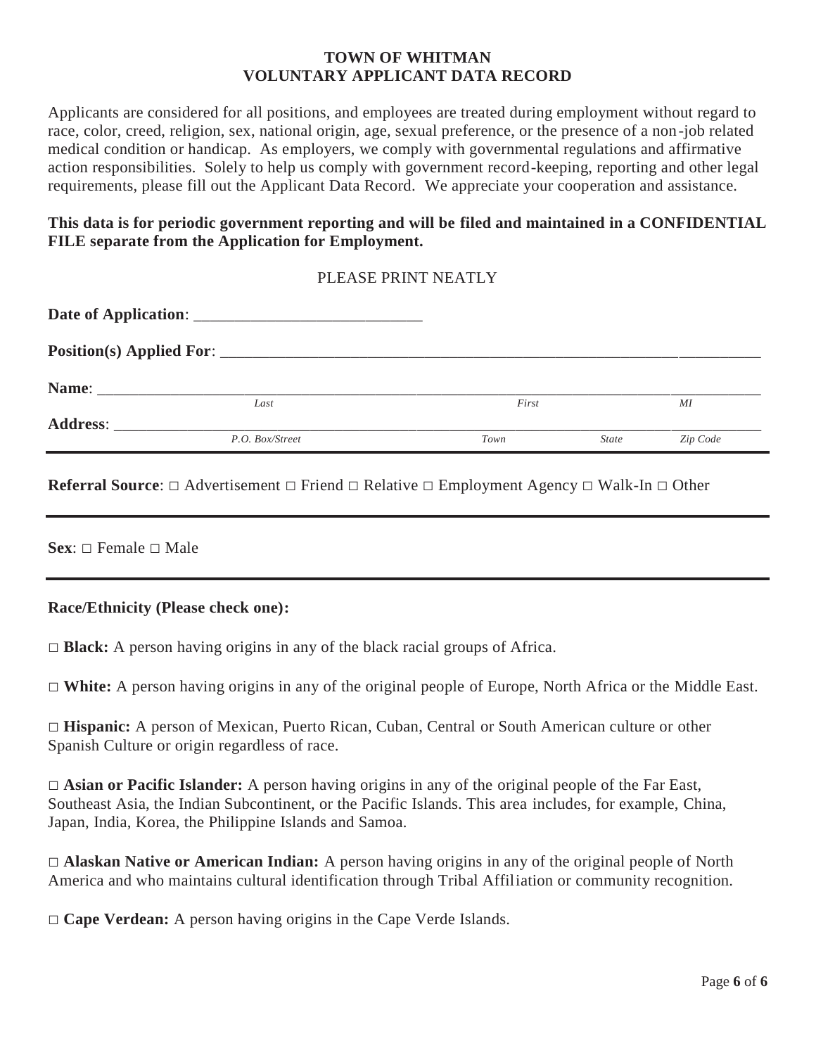# TOWN OF WHITMAN
## VOLUNTARY APPLICANT DATA RECORD

Applicants are considered for all positions, and employees are treated during employment without regard to race, color, creed, religion, sex, national origin, age, sexual preference, or the presence of a non-job related medical condition or handicap. As employers, we comply with governmental regulations and affirmative action responsibilities. Solely to help us comply with government record-keeping, reporting and other legal requirements, please fill out the Applicant Data Record. We appreciate your cooperation and assistance.

**This data is for periodic government reporting and will be filed and maintained in a CONFIDENTIAL FILE separate from the Application for Employment.**

PLEASE PRINT NEATLY

**Date of Application**: ____________________________

**Position(s) Applied For**: ____________________________________________________________

**Name**: ____________________________________________________________________________
*Last* *First* *MI*

**Address**: __________________________________________________________________________
*P.O. Box/Street* *Town* *State* *Zip Code*

---

**Referral Source**: □ Advertisement □ Friend □ Relative □ Employment Agency □ Walk-In □ Other

---

**Sex**: □ Female □ Male

---

**Race/Ethnicity (Please check one):**

□ **Black:** A person having origins in any of the black racial groups of Africa.

□ **White:** A person having origins in any of the original people of Europe, North Africa or the Middle East.

□ **Hispanic:** A person of Mexican, Puerto Rican, Cuban, Central or South American culture or other Spanish Culture or origin regardless of race.

□ **Asian or Pacific Islander:** A person having origins in any of the original people of the Far East, Southeast Asia, the Indian Subcontinent, or the Pacific Islands. This area includes, for example, China, Japan, India, Korea, the Philippine Islands and Samoa.

□ **Alaskan Native or American Indian:** A person having origins in any of the original people of North America and who maintains cultural identification through Tribal Affiliation or community recognition.

□ **Cape Verdean:** A person having origins in the Cape Verde Islands.